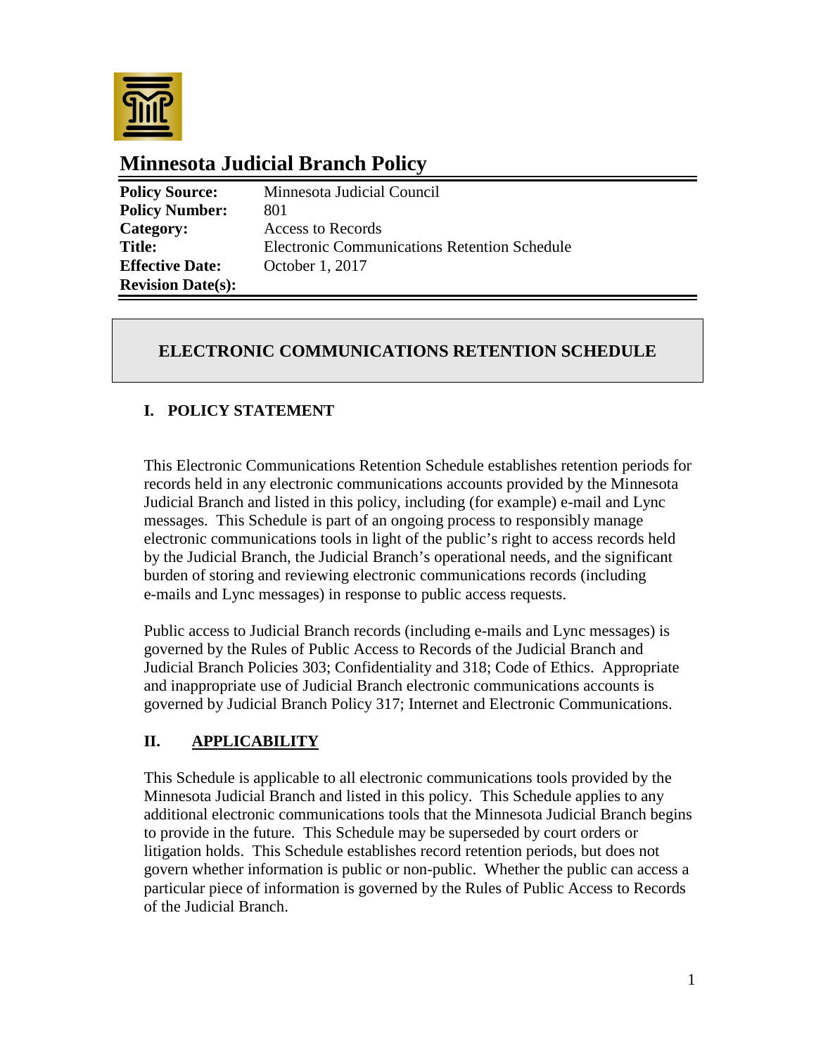# Minnesota Judicial Branch Policy

| | |
|---|---|
| **Policy Source:** | Minnesota Judicial Council |
| **Policy Number:** | 801 |
| **Category:** | Access to Records |
| **Title:** | Electronic Communications Retention Schedule |
| **Effective Date:** | October 1, 2017 |
| **Revision Date(s):** | |

## ELECTRONIC COMMUNICATIONS RETENTION SCHEDULE

### I. POLICY STATEMENT

This Electronic Communications Retention Schedule establishes retention periods for records held in any electronic communications accounts provided by the Minnesota Judicial Branch and listed in this policy, including (for example) e-mail and Lync messages. This Schedule is part of an ongoing process to responsibly manage electronic communications tools in light of the public's right to access records held by the Judicial Branch, the Judicial Branch's operational needs, and the significant burden of storing and reviewing electronic communications records (including e-mails and Lync messages) in response to public access requests.

Public access to Judicial Branch records (including e-mails and Lync messages) is governed by the Rules of Public Access to Records of the Judicial Branch and Judicial Branch Policies 303; Confidentiality and 318; Code of Ethics. Appropriate and inappropriate use of Judicial Branch electronic communications accounts is governed by Judicial Branch Policy 317; Internet and Electronic Communications.

### II. APPLICABILITY

This Schedule is applicable to all electronic communications tools provided by the Minnesota Judicial Branch and listed in this policy. This Schedule applies to any additional electronic communications tools that the Minnesota Judicial Branch begins to provide in the future. This Schedule may be superseded by court orders or litigation holds. This Schedule establishes record retention periods, but does not govern whether information is public or non-public. Whether the public can access a particular piece of information is governed by the Rules of Public Access to Records of the Judicial Branch.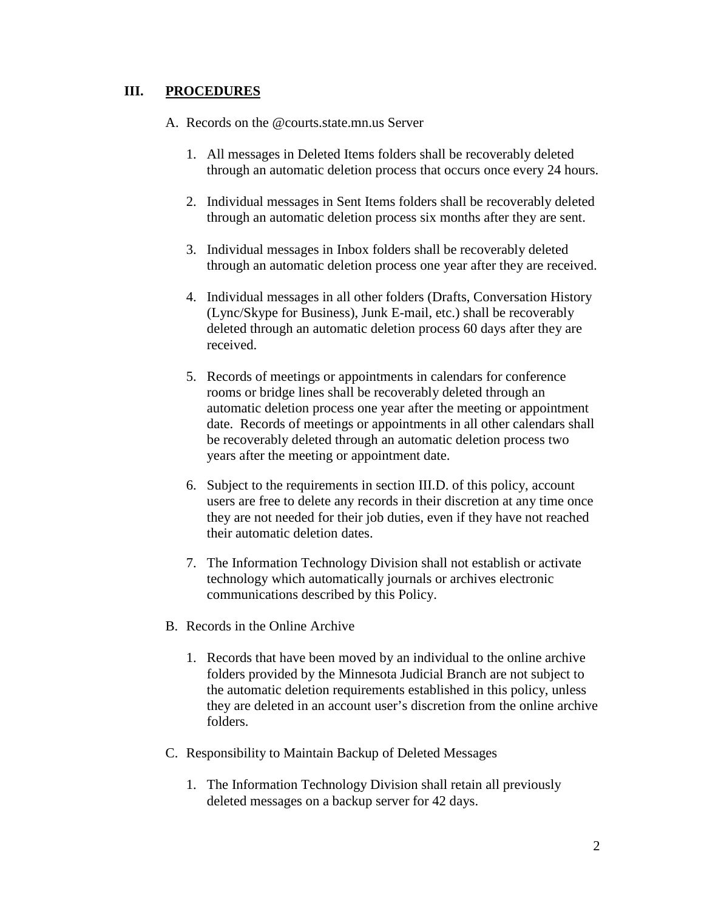## III. PROCEDURES

A. Records on the @courts.state.mn.us Server

1. All messages in Deleted Items folders shall be recoverably deleted through an automatic deletion process that occurs once every 24 hours.

2. Individual messages in Sent Items folders shall be recoverably deleted through an automatic deletion process six months after they are sent.

3. Individual messages in Inbox folders shall be recoverably deleted through an automatic deletion process one year after they are received.

4. Individual messages in all other folders (Drafts, Conversation History (Lync/Skype for Business), Junk E-mail, etc.) shall be recoverably deleted through an automatic deletion process 60 days after they are received.

5. Records of meetings or appointments in calendars for conference rooms or bridge lines shall be recoverably deleted through an automatic deletion process one year after the meeting or appointment date. Records of meetings or appointments in all other calendars shall be recoverably deleted through an automatic deletion process two years after the meeting or appointment date.

6. Subject to the requirements in section III.D. of this policy, account users are free to delete any records in their discretion at any time once they are not needed for their job duties, even if they have not reached their automatic deletion dates.

7. The Information Technology Division shall not establish or activate technology which automatically journals or archives electronic communications described by this Policy.

B. Records in the Online Archive

1. Records that have been moved by an individual to the online archive folders provided by the Minnesota Judicial Branch are not subject to the automatic deletion requirements established in this policy, unless they are deleted in an account user's discretion from the online archive folders.

C. Responsibility to Maintain Backup of Deleted Messages

1. The Information Technology Division shall retain all previously deleted messages on a backup server for 42 days.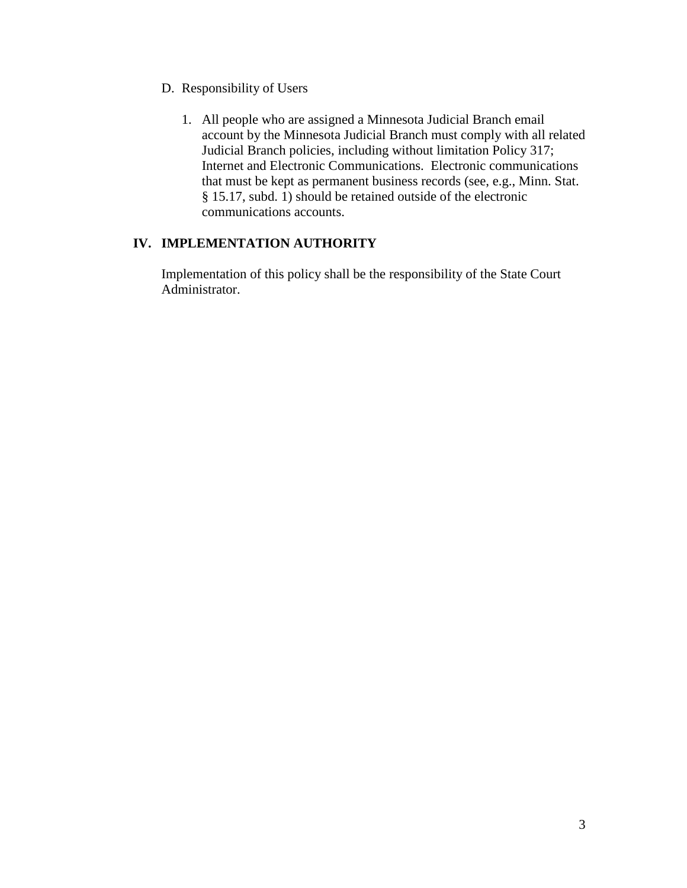D. Responsibility of Users

1. All people who are assigned a Minnesota Judicial Branch email account by the Minnesota Judicial Branch must comply with all related Judicial Branch policies, including without limitation Policy 317; Internet and Electronic Communications. Electronic communications that must be kept as permanent business records (see, e.g., Minn. Stat. § 15.17, subd. 1) should be retained outside of the electronic communications accounts.

## IV. IMPLEMENTATION AUTHORITY

Implementation of this policy shall be the responsibility of the State Court Administrator.